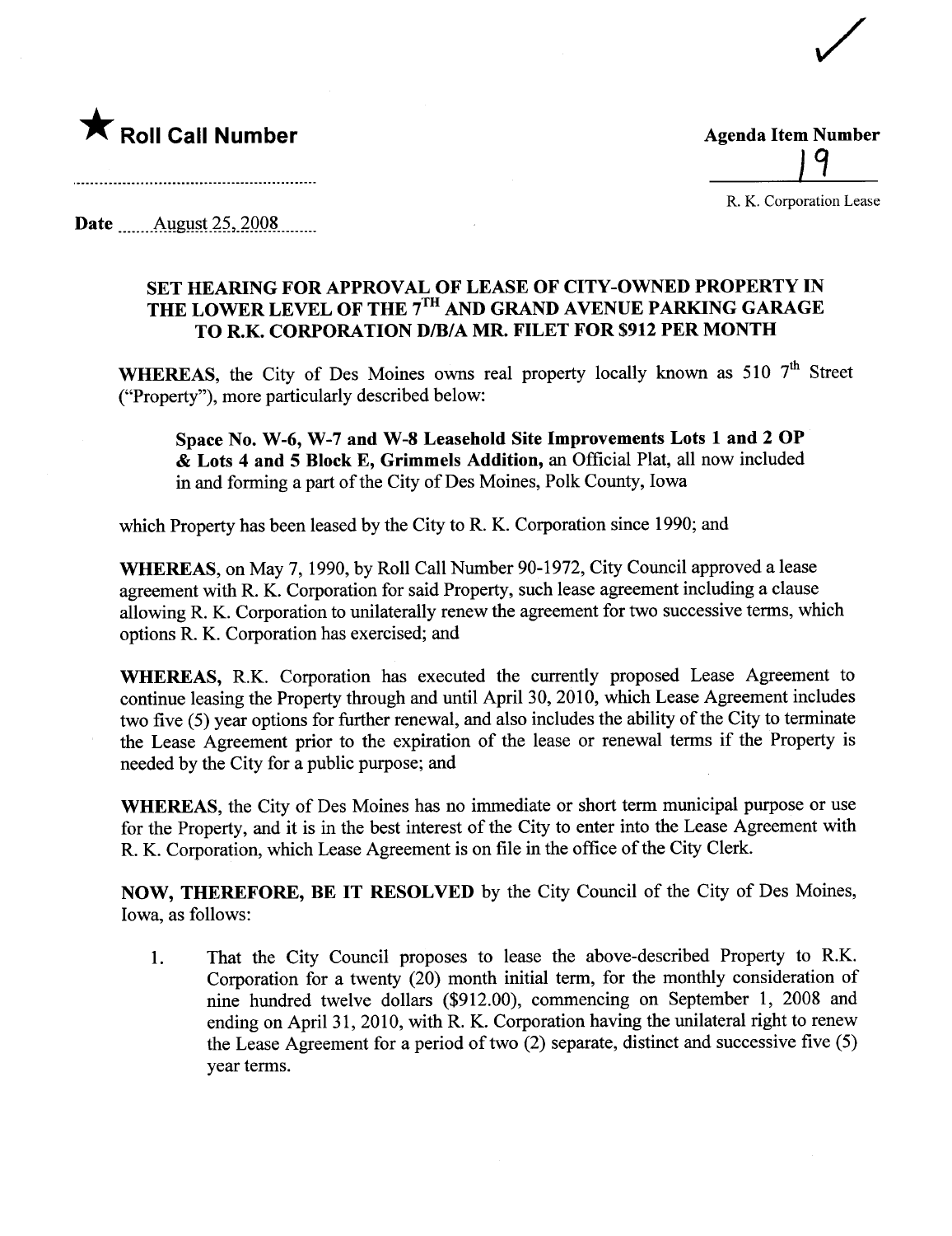★ **Roll Call Number**

**Agenda Item Number**

19

R. K. Corporation Lease

Date August 25, 2008

### SET HEARING FOR APPROVAL OF LEASE OF CITY-OWNED PROPERTY IN THE LOWER LEVEL OF THE 7TH AND GRAND AVENUE PARKING GARAGE TO R.K. CORPORATION D/B/A MR. FILET FOR $912 PER MONTH

**WHEREAS,** the City of Des Moines owns real property locally known as 510 7th Street ("Property"), more particularly described below:

> **Space No. W-6, W-7 and W-8 Leasehold Site Improvements Lots 1 and 2 OP & Lots 4 and 5 Block E, Grimmels Addition,** an Official Plat, all now included in and forming a part of the City of Des Moines, Polk County, Iowa

which Property has been leased by the City to R. K. Corporation since 1990; and

**WHEREAS,** on May 7, 1990, by Roll Call Number 90-1972, City Council approved a lease agreement with R. K. Corporation for said Property, such lease agreement including a clause allowing R. K. Corporation to unilaterally renew the agreement for two successive terms, which options R. K. Corporation has exercised; and

**WHEREAS,** R.K. Corporation has executed the currently proposed Lease Agreement to continue leasing the Property through and until April 30, 2010, which Lease Agreement includes two five (5) year options for further renewal, and also includes the ability of the City to terminate the Lease Agreement prior to the expiration of the lease or renewal terms if the Property is needed by the City for a public purpose; and

**WHEREAS,** the City of Des Moines has no immediate or short term municipal purpose or use for the Property, and it is in the best interest of the City to enter into the Lease Agreement with R. K. Corporation, which Lease Agreement is on file in the office of the City Clerk.

**NOW, THEREFORE, BE IT RESOLVED** by the City Council of the City of Des Moines, Iowa, as follows:

1. That the City Council proposes to lease the above-described Property to R.K. Corporation for a twenty (20) month initial term, for the monthly consideration of nine hundred twelve dollars ($912.00), commencing on September 1, 2008 and ending on April 31, 2010, with R. K. Corporation having the unilateral right to renew the Lease Agreement for a period of two (2) separate, distinct and successive five (5) year terms.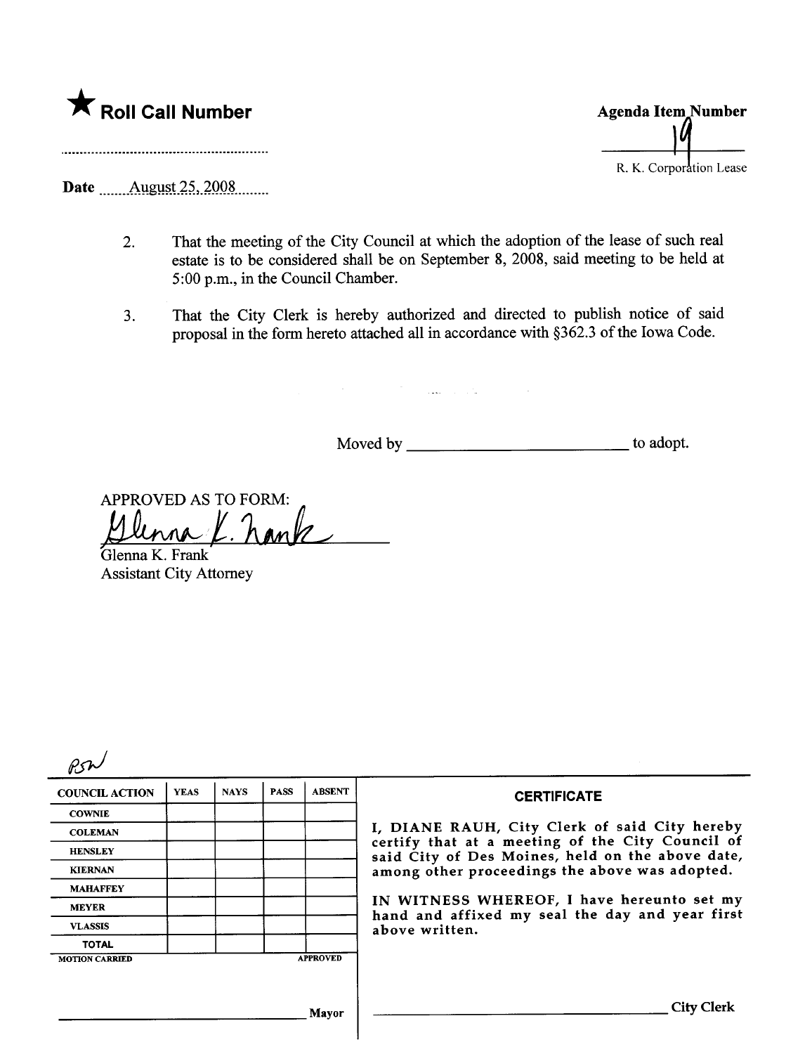★ **Roll Call Number**

..........................................................

Date ......August 25, 2008........

**Agenda Item Number**

19

R. K. Corporation Lease

2. That the meeting of the City Council at which the adoption of the lease of such real estate is to be considered shall be on September 8, 2008, said meeting to be held at 5:00 p.m., in the Council Chamber.

3. That the City Clerk is hereby authorized and directed to publish notice of said proposal in the form hereto attached all in accordance with §362.3 of the Iowa Code.

Moved by ___________________________ to adopt.

APPROVED AS TO FORM:

Glenna K. Frank

Glenna K. Frank
Assistant City Attorney

RSW

| COUNCIL ACTION | YEAS | NAYS | PASS | ABSENT |
|---|---|---|---|---|
| COWNIE | | | | |
| COLEMAN | | | | |
| HENSLEY | | | | |
| KIERNAN | | | | |
| MAHAFFEY | | | | |
| MEYER | | | | |
| VLASSIS | | | | |
| TOTAL | | | | |
| MOTION CARRIED | | | | APPROVED |

_________________________________ Mayor

**CERTIFICATE**

I, DIANE RAUH, City Clerk of said City hereby certify that at a meeting of the City Council of said City of Des Moines, held on the above date, among other proceedings the above was adopted.

IN WITNESS WHEREOF, I have hereunto set my hand and affixed my seal the day and year first above written.

_________________________________ City Clerk